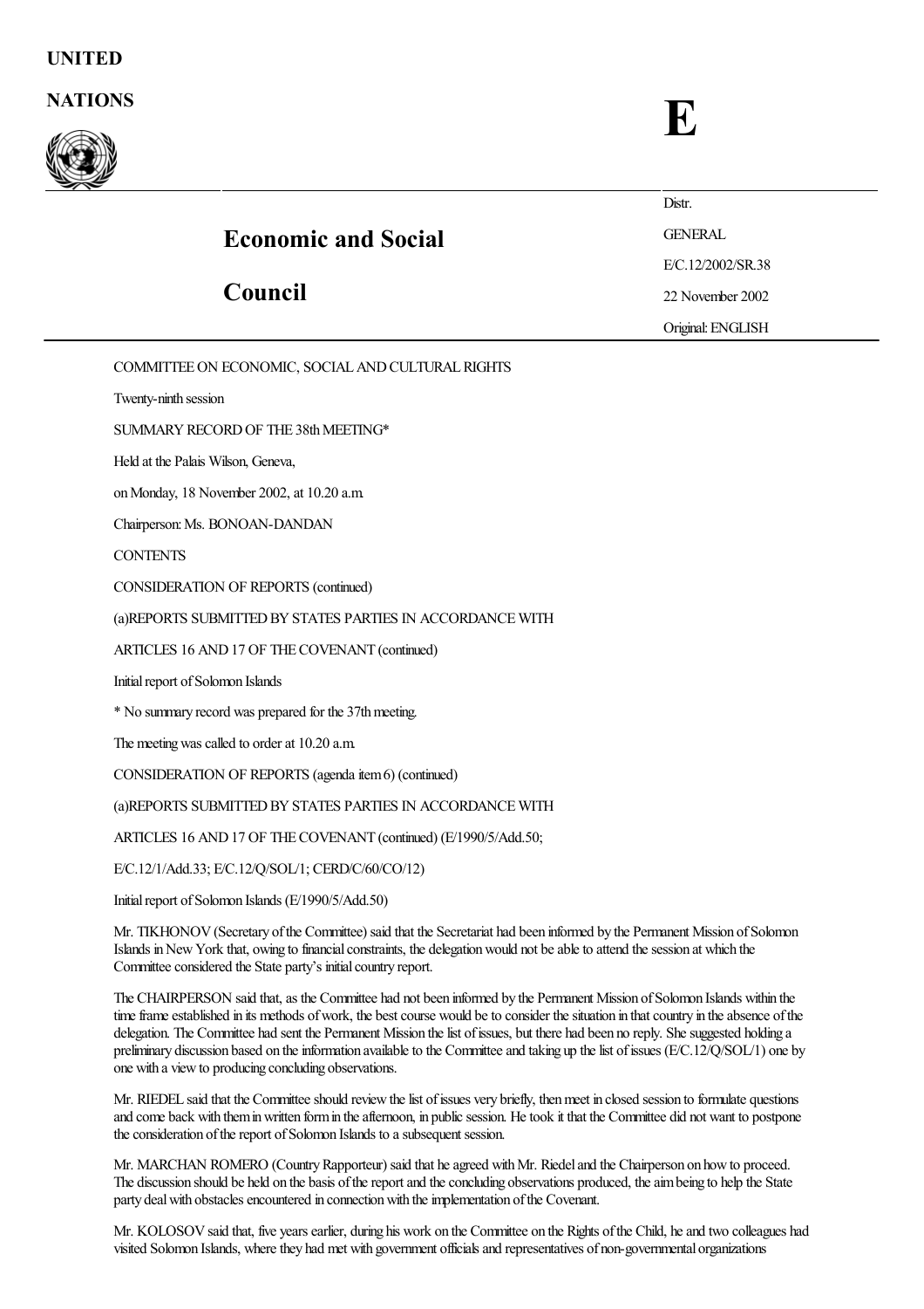UNITED

NATIONS

# E

Distr.

GENERAL

E/C.12/2002/SR.38

22 November 2002

Original: ENGLISH

## Economic and Social Council

COMMITTEE ON ECONOMIC, SOCIAL AND CULTURAL RIGHTS

Twenty-ninth session

SUMMARY RECORD OF THE 38th MEETING*

Held at the Palais Wilson, Geneva,

on Monday, 18 November 2002, at 10.20 a.m.

Chairperson: Ms. BONOAN-DANDAN

CONTENTS

CONSIDERATION OF REPORTS (continued)

(a)REPORTS SUBMITTED BY STATES PARTIES IN ACCORDANCE WITH

ARTICLES 16 AND 17 OF THE COVENANT (continued)

Initial report of Solomon Islands

\* No summary record was prepared for the 37th meeting.

The meeting was called to order at 10.20 a.m.

CONSIDERATION OF REPORTS (agenda item 6) (continued)

(a)REPORTS SUBMITTED BY STATES PARTIES IN ACCORDANCE WITH

ARTICLES 16 AND 17 OF THE COVENANT (continued) (E/1990/5/Add.50;

E/C.12/1/Add.33; E/C.12/Q/SOL/1; CERD/C/60/CO/12)

Initial report of Solomon Islands (E/1990/5/Add.50)

Mr. TIKHONOV (Secretary of the Committee) said that the Secretariat had been informed by the Permanent Mission of Solomon Islands in New York that, owing to financial constraints, the delegation would not be able to attend the session at which the Committee considered the State party's initial country report.

The CHAIRPERSON said that, as the Committee had not been informed by the Permanent Mission of Solomon Islands within the time frame established in its methods of work, the best course would be to consider the situation in that country in the absence of the delegation. The Committee had sent the Permanent Mission the list of issues, but there had been no reply. She suggested holding a preliminary discussion based on the information available to the Committee and taking up the list of issues (E/C.12/Q/SOL/1) one by one with a view to producing concluding observations.

Mr. RIEDEL said that the Committee should review the list of issues very briefly, then meet in closed session to formulate questions and come back with them in written form in the afternoon, in public session. He took it that the Committee did not want to postpone the consideration of the report of Solomon Islands to a subsequent session.

Mr. MARCHAN ROMERO (Country Rapporteur) said that he agreed with Mr. Riedel and the Chairperson on how to proceed. The discussion should be held on the basis of the report and the concluding observations produced, the aim being to help the State party deal with obstacles encountered in connection with the implementation of the Covenant.

Mr. KOLOSOV said that, five years earlier, during his work on the Committee on the Rights of the Child, he and two colleagues had visited Solomon Islands, where they had met with government officials and representatives of non-governmental organizations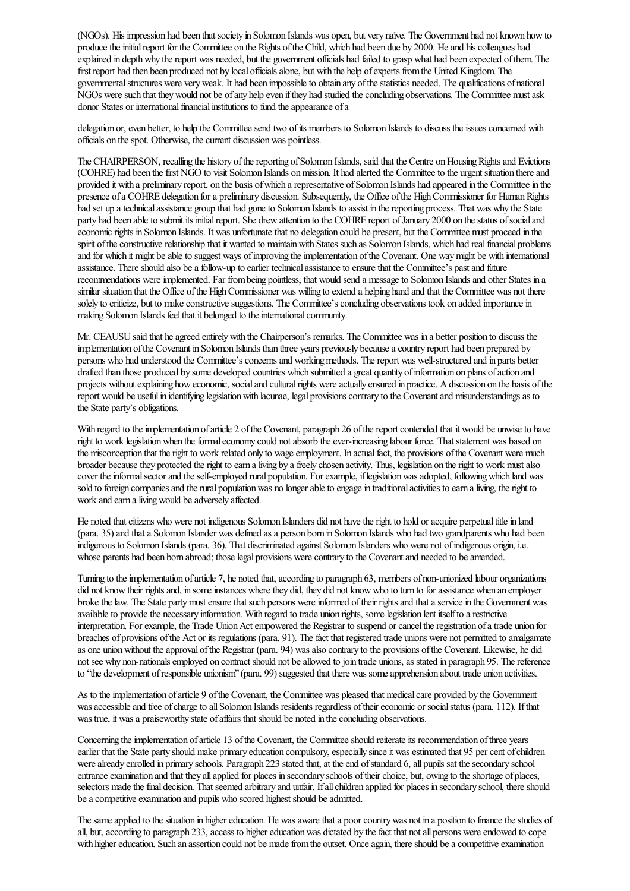(NGOs). His impression had been that society in Solomon Islands was open, but very naïve. The Government had not known how to produce the initial report for the Committee on the Rights of the Child, which had been due by 2000. He and his colleagues had explained in depth why the report was needed, but the government officials had failed to grasp what had been expected of them. The first report had then been produced not by local officials alone, but with the help of experts from the United Kingdom. The governmental structures were very weak. It had been impossible to obtain any of the statistics needed. The qualifications of national NGOs were such that they would not be of any help even if they had studied the concluding observations. The Committee must ask donor States or international financial institutions to fund the appearance of a delegation or, even better, to help the Committee send two of its members to Solomon Islands to discuss the issues concerned with officials on the spot. Otherwise, the current discussion was pointless.

The CHAIRPERSON, recalling the history of the reporting of Solomon Islands, said that the Centre on Housing Rights and Evictions (COHRE) had been the first NGO to visit Solomon Islands on mission. It had alerted the Committee to the urgent situation there and provided it with a preliminary report, on the basis of which a representative of Solomon Islands had appeared in the Committee in the presence of a COHRE delegation for a preliminary discussion. Subsequently, the Office of the High Commissioner for Human Rights had set up a technical assistance group that had gone to Solomon Islands to assist in the reporting process. That was why the State party had been able to submit its initial report. She drew attention to the COHRE report of January 2000 on the status of social and economic rights in Solomon Islands. It was unfortunate that no delegation could be present, but the Committee must proceed in the spirit of the constructive relationship that it wanted to maintain with States such as Solomon Islands, which had real financial problems and for which it might be able to suggest ways of improving the implementation of the Covenant. One way might be with international assistance. There should also be a follow-up to earlier technical assistance to ensure that the Committee's past and future recommendations were implemented. Far from being pointless, that would send a message to Solomon Islands and other States in a similar situation that the Office of the High Commissioner was willing to extend a helping hand and that the Committee was not there solely to criticize, but to make constructive suggestions. The Committee's concluding observations took on added importance in making Solomon Islands feel that it belonged to the international community.

Mr. CEAUSU said that he agreed entirely with the Chairperson's remarks. The Committee was in a better position to discuss the implementation of the Covenant in Solomon Islands than three years previously because a country report had been prepared by persons who had understood the Committee's concerns and working methods. The report was well-structured and in parts better drafted than those produced by some developed countries which submitted a great quantity of information on plans of action and projects without explaining how economic, social and cultural rights were actually ensured in practice. A discussion on the basis of the report would be useful in identifying legislation with lacunae, legal provisions contrary to the Covenant and misunderstandings as to the State party's obligations.

With regard to the implementation of article 2 of the Covenant, paragraph 26 of the report contended that it would be unwise to have right to work legislation when the formal economy could not absorb the ever-increasing labour force. That statement was based on the misconception that the right to work related only to wage employment. In actual fact, the provisions of the Covenant were much broader because they protected the right to earn a living by a freely chosen activity. Thus, legislation on the right to work must also cover the informal sector and the self-employed rural population. For example, if legislation was adopted, following which land was sold to foreign companies and the rural population was no longer able to engage in traditional activities to earn a living, the right to work and earn a living would be adversely affected.

He noted that citizens who were not indigenous Solomon Islanders did not have the right to hold or acquire perpetual title in land (para. 35) and that a Solomon Islander was defined as a person born in Solomon Islands who had two grandparents who had been indigenous to Solomon Islands (para. 36). That discriminated against Solomon Islanders who were not of indigenous origin, i.e. whose parents had been born abroad; those legal provisions were contrary to the Covenant and needed to be amended.

Turning to the implementation of article 7, he noted that, according to paragraph 63, members of non-unionized labour organizations did not know their rights and, in some instances where they did, they did not know who to turn to for assistance when an employer broke the law. The State party must ensure that such persons were informed of their rights and that a service in the Government was available to provide the necessary information. With regard to trade union rights, some legislation lent itself to a restrictive interpretation. For example, the Trade Union Act empowered the Registrar to suspend or cancel the registration of a trade union for breaches of provisions of the Act or its regulations (para. 91). The fact that registered trade unions were not permitted to amalgamate as one union without the approval of the Registrar (para. 94) was also contrary to the provisions of the Covenant. Likewise, he did not see why non-nationals employed on contract should not be allowed to join trade unions, as stated in paragraph 95. The reference to "the development of responsible unionism" (para. 99) suggested that there was some apprehension about trade union activities.

As to the implementation of article 9 of the Covenant, the Committee was pleased that medical care provided by the Government was accessible and free of charge to all Solomon Islands residents regardless of their economic or social status (para. 112). If that was true, it was a praiseworthy state of affairs that should be noted in the concluding observations.

Concerning the implementation of article 13 of the Covenant, the Committee should reiterate its recommendation of three years earlier that the State party should make primary education compulsory, especially since it was estimated that 95 per cent of children were already enrolled in primary schools. Paragraph 223 stated that, at the end of standard 6, all pupils sat the secondary school entrance examination and that they all applied for places in secondary schools of their choice, but, owing to the shortage of places, selectors made the final decision. That seemed arbitrary and unfair. If all children applied for places in secondary school, there should be a competitive examination and pupils who scored highest should be admitted.

The same applied to the situation in higher education. He was aware that a poor country was not in a position to finance the studies of all, but, according to paragraph 233, access to higher education was dictated by the fact that not all persons were endowed to cope with higher education. Such an assertion could not be made from the outset. Once again, there should be a competitive examination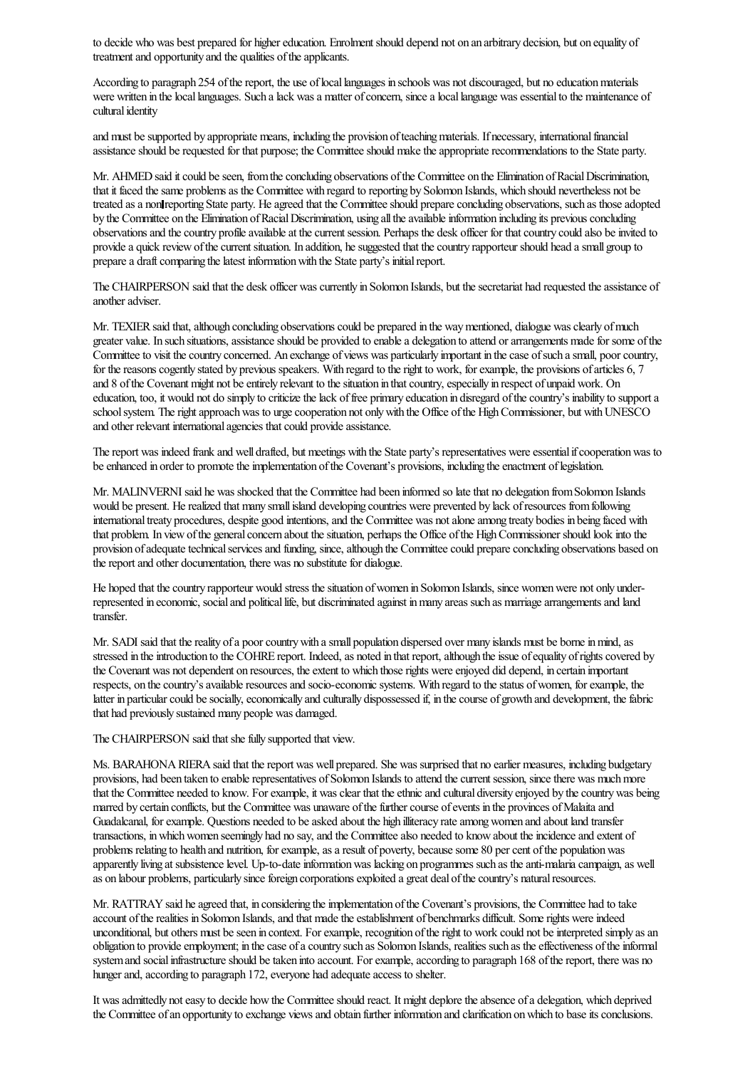to decide who was best prepared for higher education. Enrolment should depend not on an arbitrary decision, but on equality of treatment and opportunity and the qualities of the applicants.

According to paragraph 254 of the report, the use of local languages in schools was not discouraged, but no education materials were written in the local languages. Such a lack was a matter of concern, since a local language was essential to the maintenance of cultural identity

and must be supported by appropriate means, including the provision of teaching materials. If necessary, international financial assistance should be requested for that purpose; the Committee should make the appropriate recommendations to the State party.

Mr. AHMED said it could be seen, from the concluding observations of the Committee on the Elimination of Racial Discrimination, that it faced the same problems as the Committee with regard to reporting by Solomon Islands, which should nevertheless not be treated as a non-reporting State party. He agreed that the Committee should prepare concluding observations, such as those adopted by the Committee on the Elimination of Racial Discrimination, using all the available information including its previous concluding observations and the country profile available at the current session. Perhaps the desk officer for that country could also be invited to provide a quick review of the current situation. In addition, he suggested that the country rapporteur should head a small group to prepare a draft comparing the latest information with the State party's initial report.

The CHAIRPERSON said that the desk officer was currently in Solomon Islands, but the secretariat had requested the assistance of another adviser.

Mr. TEXIER said that, although concluding observations could be prepared in the way mentioned, dialogue was clearly of much greater value. In such situations, assistance should be provided to enable a delegation to attend or arrangements made for some of the Committee to visit the country concerned. An exchange of views was particularly important in the case of such a small, poor country, for the reasons cogently stated by previous speakers. With regard to the right to work, for example, the provisions of articles 6, 7 and 8 of the Covenant might not be entirely relevant to the situation in that country, especially in respect of unpaid work. On education, too, it would not do simply to criticize the lack of free primary education in disregard of the country's inability to support a school system. The right approach was to urge cooperation not only with the Office of the High Commissioner, but with UNESCO and other relevant international agencies that could provide assistance.

The report was indeed frank and well drafted, but meetings with the State party's representatives were essential if cooperation was to be enhanced in order to promote the implementation of the Covenant's provisions, including the enactment of legislation.

Mr. MALINVERNI said he was shocked that the Committee had been informed so late that no delegation from Solomon Islands would be present. He realized that many small island developing countries were prevented by lack of resources from following international treaty procedures, despite good intentions, and the Committee was not alone among treaty bodies in being faced with that problem. In view of the general concern about the situation, perhaps the Office of the High Commissioner should look into the provision of adequate technical services and funding, since, although the Committee could prepare concluding observations based on the report and other documentation, there was no substitute for dialogue.

He hoped that the country rapporteur would stress the situation of women in Solomon Islands, since women were not only under-represented in economic, social and political life, but discriminated against in many areas such as marriage arrangements and land transfer.

Mr. SADI said that the reality of a poor country with a small population dispersed over many islands must be borne in mind, as stressed in the introduction to the COHRE report. Indeed, as noted in that report, although the issue of equality of rights covered by the Covenant was not dependent on resources, the extent to which those rights were enjoyed did depend, in certain important respects, on the country's available resources and socio-economic systems. With regard to the status of women, for example, the latter in particular could be socially, economically and culturally dispossessed if, in the course of growth and development, the fabric that had previously sustained many people was damaged.

The CHAIRPERSON said that she fully supported that view.

Ms. BARAHONA RIERA said that the report was well prepared. She was surprised that no earlier measures, including budgetary provisions, had been taken to enable representatives of Solomon Islands to attend the current session, since there was much more that the Committee needed to know. For example, it was clear that the ethnic and cultural diversity enjoyed by the country was being marred by certain conflicts, but the Committee was unaware of the further course of events in the provinces of Malaita and Guadalcanal, for example. Questions needed to be asked about the high illiteracy rate among women and about land transfer transactions, in which women seemingly had no say, and the Committee also needed to know about the incidence and extent of problems relating to health and nutrition, for example, as a result of poverty, because some 80 per cent of the population was apparently living at subsistence level. Up-to-date information was lacking on programmes such as the anti-malaria campaign, as well as on labour problems, particularly since foreign corporations exploited a great deal of the country's natural resources.

Mr. RATTRAY said he agreed that, in considering the implementation of the Covenant's provisions, the Committee had to take account of the realities in Solomon Islands, and that made the establishment of benchmarks difficult. Some rights were indeed unconditional, but others must be seen in context. For example, recognition of the right to work could not be interpreted simply as an obligation to provide employment; in the case of a country such as Solomon Islands, realities such as the effectiveness of the informal system and social infrastructure should be taken into account. For example, according to paragraph 168 of the report, there was no hunger and, according to paragraph 172, everyone had adequate access to shelter.

It was admittedly not easy to decide how the Committee should react. It might deplore the absence of a delegation, which deprived the Committee of an opportunity to exchange views and obtain further information and clarification on which to base its conclusions.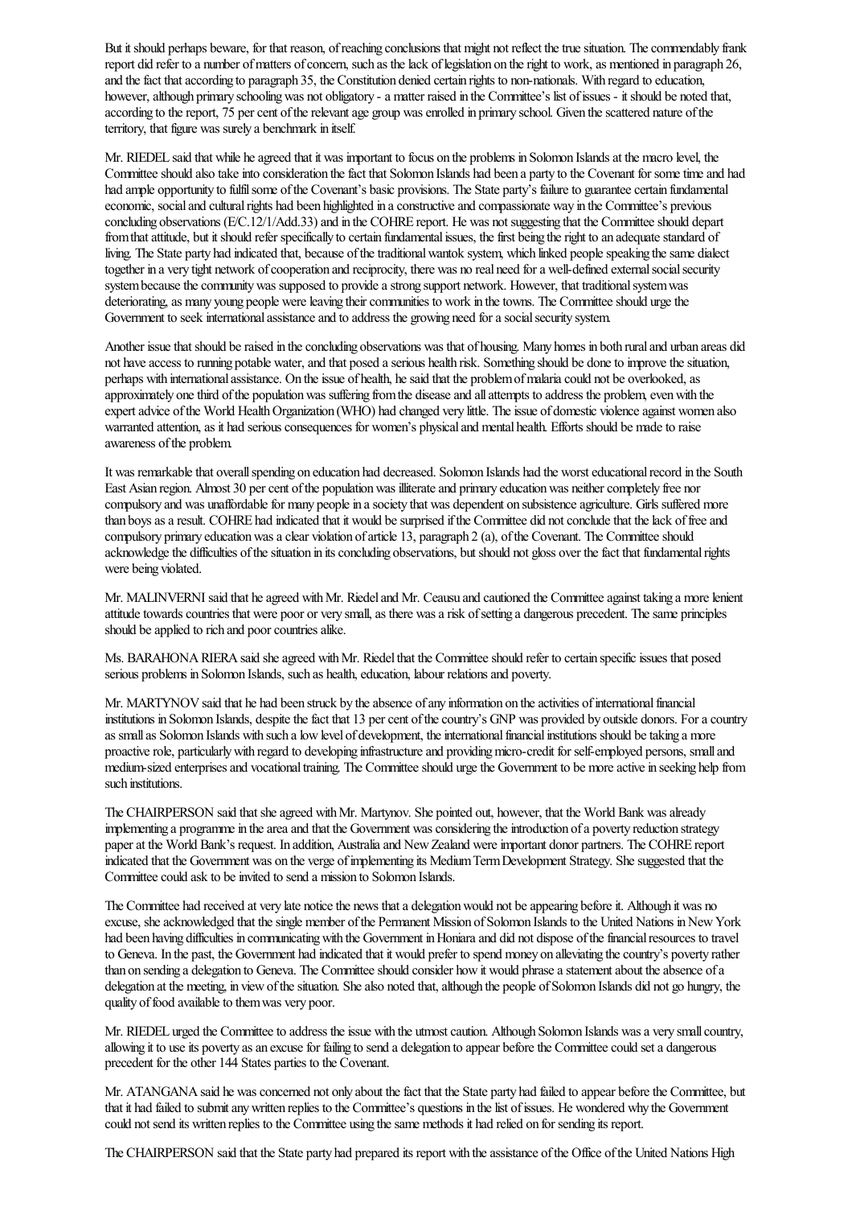But it should perhaps beware, for that reason, of reaching conclusions that might not reflect the true situation. The commendably frank report did refer to a number of matters of concern, such as the lack of legislation on the right to work, as mentioned in paragraph 26, and the fact that according to paragraph 35, the Constitution denied certain rights to non-nationals. With regard to education, however, although primary schooling was not obligatory - a matter raised in the Committee's list of issues - it should be noted that, according to the report, 75 per cent of the relevant age group was enrolled in primary school. Given the scattered nature of the territory, that figure was surely a benchmark in itself.

Mr. RIEDEL said that while he agreed that it was important to focus on the problems in Solomon Islands at the macro level, the Committee should also take into consideration the fact that Solomon Islands had been a party to the Covenant for some time and had had ample opportunity to fulfil some of the Covenant's basic provisions. The State party's failure to guarantee certain fundamental economic, social and cultural rights had been highlighted in a constructive and compassionate way in the Committee's previous concluding observations (E/C.12/1/Add.33) and in the COHRE report. He was not suggesting that the Committee should depart from that attitude, but it should refer specifically to certain fundamental issues, the first being the right to an adequate standard of living. The State party had indicated that, because of the traditional wantok system, which linked people speaking the same dialect together in a very tight network of cooperation and reciprocity, there was no real need for a well-defined external social security system because the community was supposed to provide a strong support network. However, that traditional system was deteriorating, as many young people were leaving their communities to work in the towns. The Committee should urge the Government to seek international assistance and to address the growing need for a social security system.

Another issue that should be raised in the concluding observations was that of housing. Many homes in both rural and urban areas did not have access to running potable water, and that posed a serious health risk. Something should be done to improve the situation, perhaps with international assistance. On the issue of health, he said that the problem of malaria could not be overlooked, as approximately one third of the population was suffering from the disease and all attempts to address the problem, even with the expert advice of the World Health Organization (WHO) had changed very little. The issue of domestic violence against women also warranted attention, as it had serious consequences for women's physical and mental health. Efforts should be made to raise awareness of the problem.

It was remarkable that overall spending on education had decreased. Solomon Islands had the worst educational record in the South East Asian region. Almost 30 per cent of the population was illiterate and primary education was neither completely free nor compulsory and was unaffordable for many people in a society that was dependent on subsistence agriculture. Girls suffered more than boys as a result. COHRE had indicated that it would be surprised if the Committee did not conclude that the lack of free and compulsory primary education was a clear violation of article 13, paragraph 2 (a), of the Covenant. The Committee should acknowledge the difficulties of the situation in its concluding observations, but should not gloss over the fact that fundamental rights were being violated.

Mr. MALINVERNI said that he agreed with Mr. Riedel and Mr. Ceausu and cautioned the Committee against taking a more lenient attitude towards countries that were poor or very small, as there was a risk of setting a dangerous precedent. The same principles should be applied to rich and poor countries alike.

Ms. BARAHONA RIERA said she agreed with Mr. Riedel that the Committee should refer to certain specific issues that posed serious problems in Solomon Islands, such as health, education, labour relations and poverty.

Mr. MARTYNOV said that he had been struck by the absence of any information on the activities of international financial institutions in Solomon Islands, despite the fact that 13 per cent of the country's GNP was provided by outside donors. For a country as small as Solomon Islands with such a low level of development, the international financial institutions should be taking a more proactive role, particularly with regard to developing infrastructure and providing micro-credit for self-employed persons, small and medium-sized enterprises and vocational training. The Committee should urge the Government to be more active in seeking help from such institutions.

The CHAIRPERSON said that she agreed with Mr. Martynov. She pointed out, however, that the World Bank was already implementing a programme in the area and that the Government was considering the introduction of a poverty reduction strategy paper at the World Bank's request. In addition, Australia and New Zealand were important donor partners. The COHRE report indicated that the Government was on the verge of implementing its Medium Term Development Strategy. She suggested that the Committee could ask to be invited to send a mission to Solomon Islands.

The Committee had received at very late notice the news that a delegation would not be appearing before it. Although it was no excuse, she acknowledged that the single member of the Permanent Mission of Solomon Islands to the United Nations in New York had been having difficulties in communicating with the Government in Honiara and did not dispose of the financial resources to travel to Geneva. In the past, the Government had indicated that it would prefer to spend money on alleviating the country's poverty rather than on sending a delegation to Geneva. The Committee should consider how it would phrase a statement about the absence of a delegation at the meeting, in view of the situation. She also noted that, although the people of Solomon Islands did not go hungry, the quality of food available to them was very poor.

Mr. RIEDEL urged the Committee to address the issue with the utmost caution. Although Solomon Islands was a very small country, allowing it to use its poverty as an excuse for failing to send a delegation to appear before the Committee could set a dangerous precedent for the other 144 States parties to the Covenant.

Mr. ATANGANA said he was concerned not only about the fact that the State party had failed to appear before the Committee, but that it had failed to submit any written replies to the Committee's questions in the list of issues. He wondered why the Government could not send its written replies to the Committee using the same methods it had relied on for sending its report.

The CHAIRPERSON said that the State party had prepared its report with the assistance of the Office of the United Nations High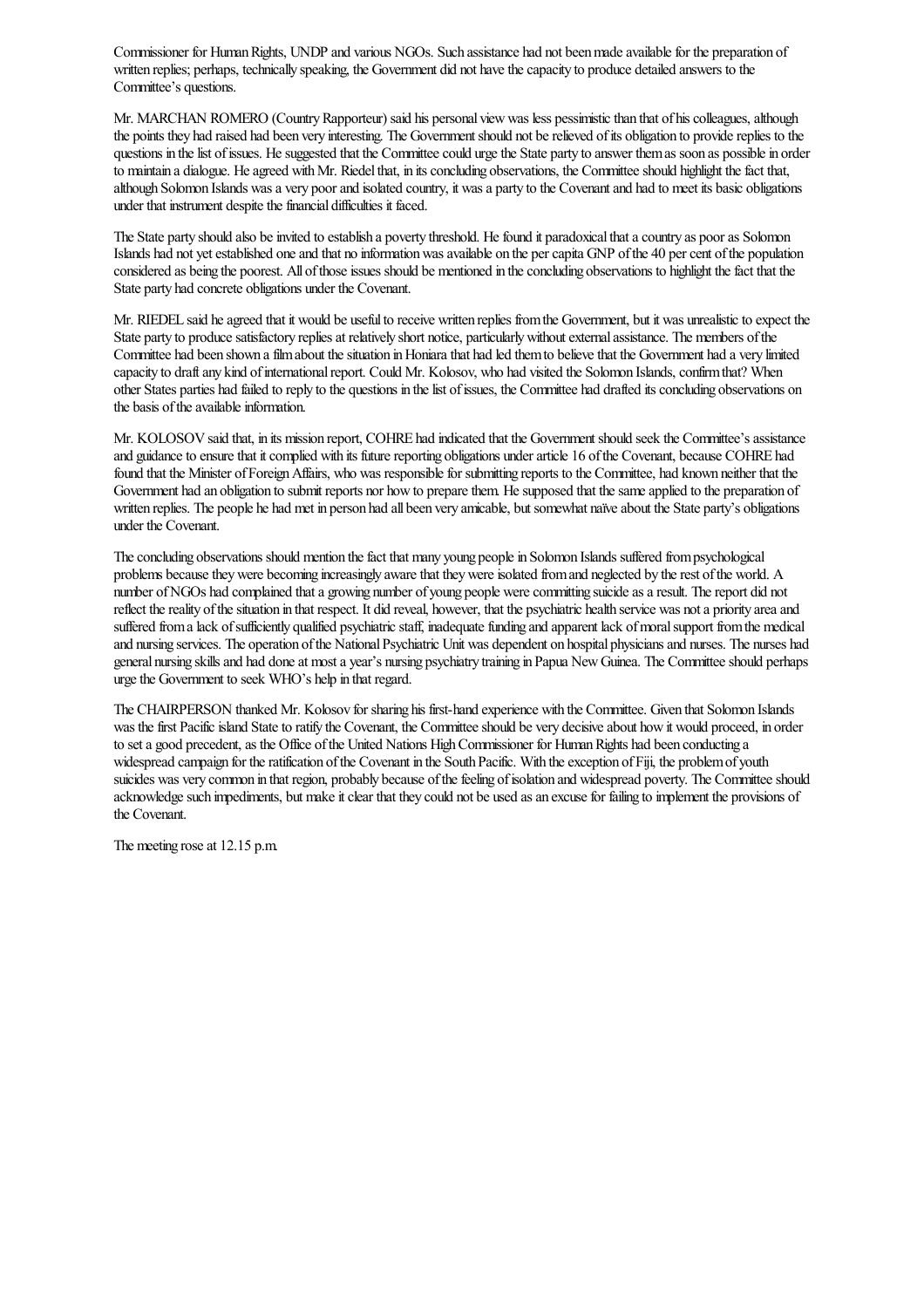Commissioner for Human Rights, UNDP and various NGOs. Such assistance had not been made available for the preparation of written replies; perhaps, technically speaking, the Government did not have the capacity to produce detailed answers to the Committee's questions.

Mr. MARCHAN ROMERO (Country Rapporteur) said his personal view was less pessimistic than that of his colleagues, although the points they had raised had been very interesting. The Government should not be relieved of its obligation to provide replies to the questions in the list of issues. He suggested that the Committee could urge the State party to answer them as soon as possible in order to maintain a dialogue. He agreed with Mr. Riedel that, in its concluding observations, the Committee should highlight the fact that, although Solomon Islands was a very poor and isolated country, it was a party to the Covenant and had to meet its basic obligations under that instrument despite the financial difficulties it faced.

The State party should also be invited to establish a poverty threshold. He found it paradoxical that a country as poor as Solomon Islands had not yet established one and that no information was available on the per capita GNP of the 40 per cent of the population considered as being the poorest. All of those issues should be mentioned in the concluding observations to highlight the fact that the State party had concrete obligations under the Covenant.

Mr. RIEDEL said he agreed that it would be useful to receive written replies from the Government, but it was unrealistic to expect the State party to produce satisfactory replies at relatively short notice, particularly without external assistance. The members of the Committee had been shown a film about the situation in Honiara that had led them to believe that the Government had a very limited capacity to draft any kind of international report. Could Mr. Kolosov, who had visited the Solomon Islands, confirm that? When other States parties had failed to reply to the questions in the list of issues, the Committee had drafted its concluding observations on the basis of the available information.

Mr. KOLOSOV said that, in its mission report, COHRE had indicated that the Government should seek the Committee's assistance and guidance to ensure that it complied with its future reporting obligations under article 16 of the Covenant, because COHRE had found that the Minister of Foreign Affairs, who was responsible for submitting reports to the Committee, had known neither that the Government had an obligation to submit reports nor how to prepare them. He supposed that the same applied to the preparation of written replies. The people he had met in person had all been very amicable, but somewhat naïve about the State party's obligations under the Covenant.

The concluding observations should mention the fact that many young people in Solomon Islands suffered from psychological problems because they were becoming increasingly aware that they were isolated from and neglected by the rest of the world. A number of NGOs had complained that a growing number of young people were committing suicide as a result. The report did not reflect the reality of the situation in that respect. It did reveal, however, that the psychiatric health service was not a priority area and suffered from a lack of sufficiently qualified psychiatric staff, inadequate funding and apparent lack of moral support from the medical and nursing services. The operation of the National Psychiatric Unit was dependent on hospital physicians and nurses. The nurses had general nursing skills and had done at most a year's nursing psychiatry training in Papua New Guinea. The Committee should perhaps urge the Government to seek WHO's help in that regard.

The CHAIRPERSON thanked Mr. Kolosov for sharing his first-hand experience with the Committee. Given that Solomon Islands was the first Pacific island State to ratify the Covenant, the Committee should be very decisive about how it would proceed, in order to set a good precedent, as the Office of the United Nations High Commissioner for Human Rights had been conducting a widespread campaign for the ratification of the Covenant in the South Pacific. With the exception of Fiji, the problem of youth suicides was very common in that region, probably because of the feeling of isolation and widespread poverty. The Committee should acknowledge such impediments, but make it clear that they could not be used as an excuse for failing to implement the provisions of the Covenant.

The meeting rose at 12.15 p.m.